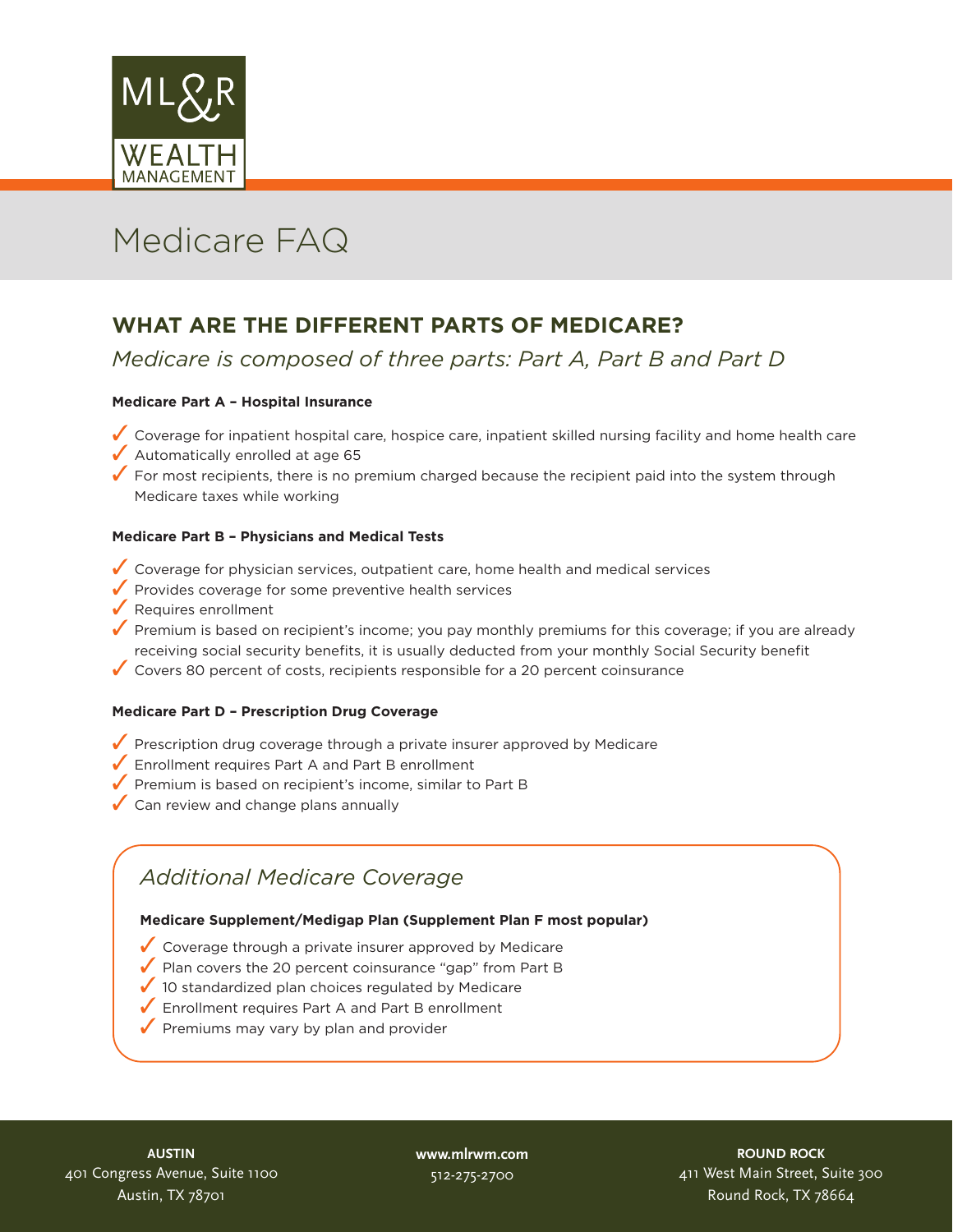# Medicare FAQ

## WHAT ARE THE DIFFERENT PARTS OF MEDICARE?

*Medicare is composed of three parts: Part A, Part B and Part D*

**Medicare Part A – Hospital Insurance**

- ✓ Coverage for inpatient hospital care, hospice care, inpatient skilled nursing facility and home health care
- ✓ Automatically enrolled at age 65
- ✓ For most recipients, there is no premium charged because the recipient paid into the system through Medicare taxes while working

**Medicare Part B – Physicians and Medical Tests**

- ✓ Coverage for physician services, outpatient care, home health and medical services
- ✓ Provides coverage for some preventive health services
- ✓ Requires enrollment
- ✓ Premium is based on recipient's income; you pay monthly premiums for this coverage; if you are already receiving social security benefits, it is usually deducted from your monthly Social Security benefit
- ✓ Covers 80 percent of costs, recipients responsible for a 20 percent coinsurance

**Medicare Part D – Prescription Drug Coverage**

- ✓ Prescription drug coverage through a private insurer approved by Medicare
- ✓ Enrollment requires Part A and Part B enrollment
- ✓ Premium is based on recipient's income, similar to Part B
- ✓ Can review and change plans annually

### *Additional Medicare Coverage*

**Medicare Supplement/Medigap Plan (Supplement Plan F most popular)**

- ✓ Coverage through a private insurer approved by Medicare
- ✓ Plan covers the 20 percent coinsurance "gap" from Part B
- ✓ 10 standardized plan choices regulated by Medicare
- ✓ Enrollment requires Part A and Part B enrollment
- ✓ Premiums may vary by plan and provider

**AUSTIN**
401 Congress Avenue, Suite 1100
Austin, TX 78701

**www.mlrwm.com**
512-275-2700

**ROUND ROCK**
411 West Main Street, Suite 300
Round Rock, TX 78664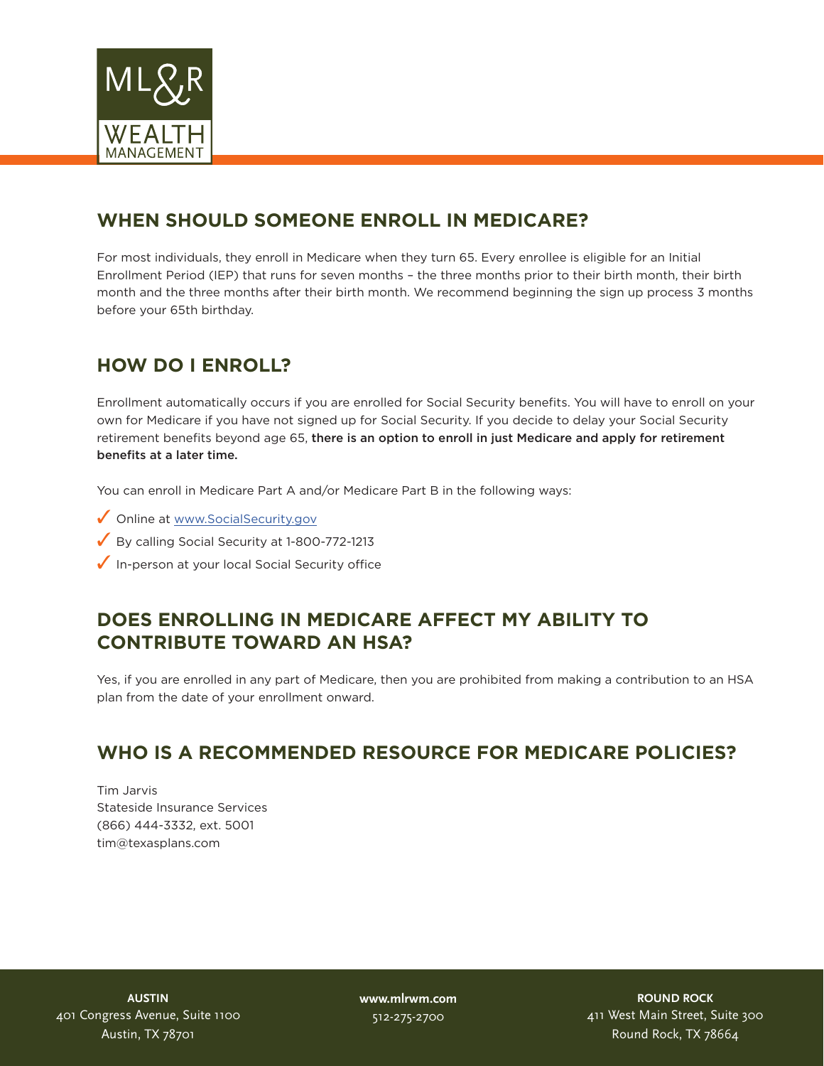## WHEN SHOULD SOMEONE ENROLL IN MEDICARE?

For most individuals, they enroll in Medicare when they turn 65. Every enrollee is eligible for an Initial Enrollment Period (IEP) that runs for seven months – the three months prior to their birth month, their birth month and the three months after their birth month. We recommend beginning the sign up process 3 months before your 65th birthday.

## HOW DO I ENROLL?

Enrollment automatically occurs if you are enrolled for Social Security benefits. You will have to enroll on your own for Medicare if you have not signed up for Social Security. If you decide to delay your Social Security retirement benefits beyond age 65, **there is an option to enroll in just Medicare and apply for retirement benefits at a later time.**

You can enroll in Medicare Part A and/or Medicare Part B in the following ways:

- ✓ Online at www.SocialSecurity.gov
- ✓ By calling Social Security at 1-800-772-1213
- ✓ In-person at your local Social Security office

## DOES ENROLLING IN MEDICARE AFFECT MY ABILITY TO CONTRIBUTE TOWARD AN HSA?

Yes, if you are enrolled in any part of Medicare, then you are prohibited from making a contribution to an HSA plan from the date of your enrollment onward.

## WHO IS A RECOMMENDED RESOURCE FOR MEDICARE POLICIES?

Tim Jarvis
Stateside Insurance Services
(866) 444-3332, ext. 5001
tim@texasplans.com

**AUSTIN**
401 Congress Avenue, Suite 1100
Austin, TX 78701

**www.mlrwm.com**
512-275-2700

**ROUND ROCK**
411 West Main Street, Suite 300
Round Rock, TX 78664